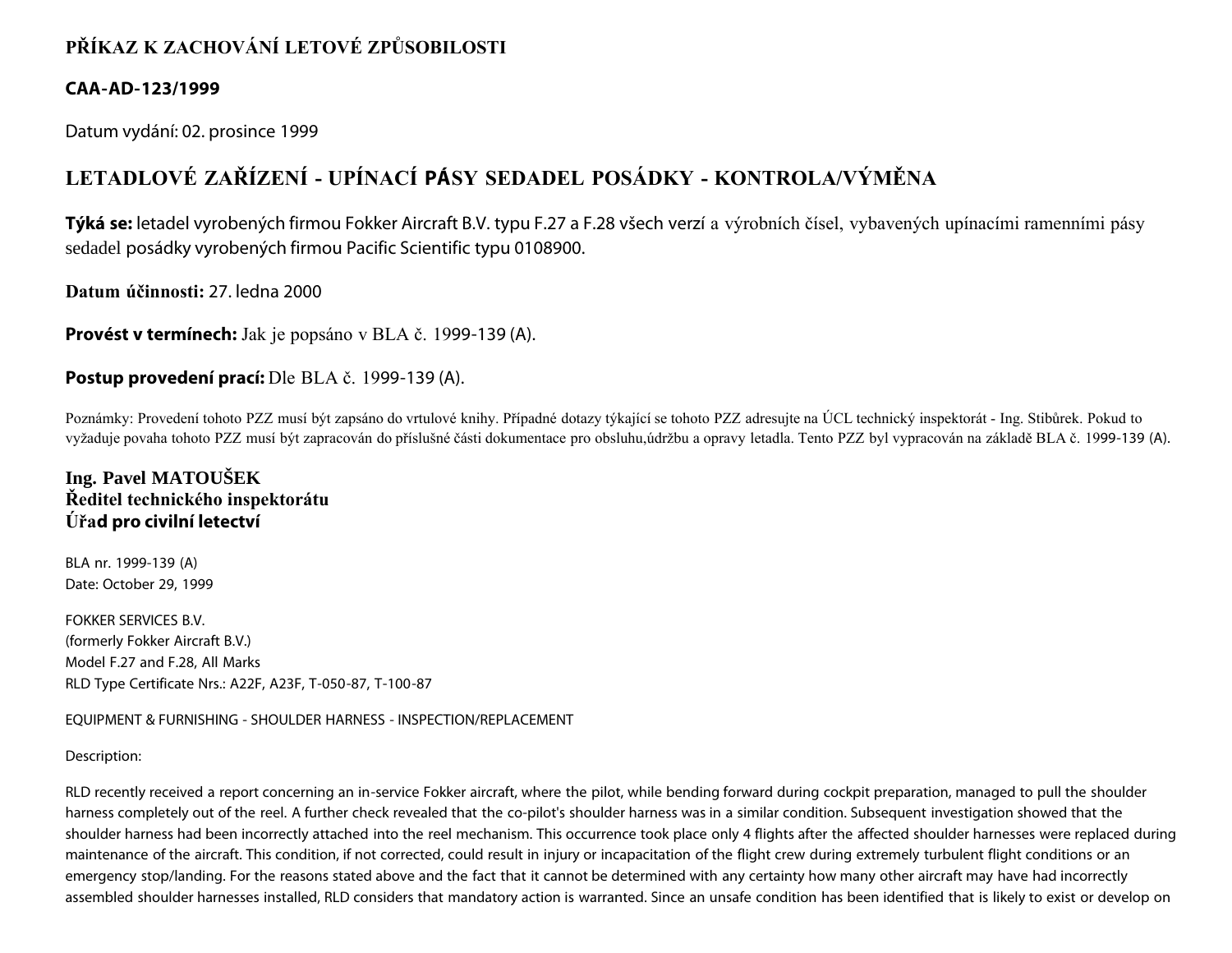# PŘÍKAZ K ZACHOVÁNÍ LETOVÉ ZPŮSOBILOSTI

**CAA-AD-123/1999**

Datum vydání: 02. prosince 1999

## LETADLOVÉ ZAŘÍZENÍ - UPÍNACÍ PÁSY SEDADEL POSÁDKY - KONTROLA/VÝMĚNA

**Týká se:** letadel vyrobených firmou Fokker Aircraft B.V. typu F.27 a F.28 všech verzí a výrobních čísel, vybavených upínacími ramenními pásy sedadel posádky vyrobených firmou Pacific Scientific typu 0108900.

**Datum účinnosti:** 27. ledna 2000

**Provést v termínech:** Jak je popsáno v BLA č. 1999-139 (A).

**Postup provedení prací:** Dle BLA č. 1999-139 (A).

Poznámky: Provedení tohoto PZZ musí být zapsáno do vrtulové knihy. Případné dotazy týkající se tohoto PZZ adresujte na ÚCL technický inspektorát - Ing. Stibůrek. Pokud to vyžaduje povaha tohoto PZZ musí být zapracován do příslušné části dokumentace pro obsluhu,údržbu a opravy letadla. Tento PZZ byl vypracován na základě BLA č. 1999-139 (A).

**Ing. Pavel MATOUŠEK**
**Ředitel technického inspektorátu**
**Úřad pro civilní letectví**

BLA nr. 1999-139 (A)
Date: October 29, 1999

FOKKER SERVICES B.V.
(formerly Fokker Aircraft B.V.)
Model F.27 and F.28, All Marks
RLD Type Certificate Nrs.: A22F, A23F, T-050-87, T-100-87

EQUIPMENT & FURNISHING - SHOULDER HARNESS - INSPECTION/REPLACEMENT

Description:

RLD recently received a report concerning an in-service Fokker aircraft, where the pilot, while bending forward during cockpit preparation, managed to pull the shoulder harness completely out of the reel. A further check revealed that the co-pilot's shoulder harness was in a similar condition. Subsequent investigation showed that the shoulder harness had been incorrectly attached into the reel mechanism. This occurrence took place only 4 flights after the affected shoulder harnesses were replaced during maintenance of the aircraft. This condition, if not corrected, could result in injury or incapacitation of the flight crew during extremely turbulent flight conditions or an emergency stop/landing. For the reasons stated above and the fact that it cannot be determined with any certainty how many other aircraft may have had incorrectly assembled shoulder harnesses installed, RLD considers that mandatory action is warranted. Since an unsafe condition has been identified that is likely to exist or develop on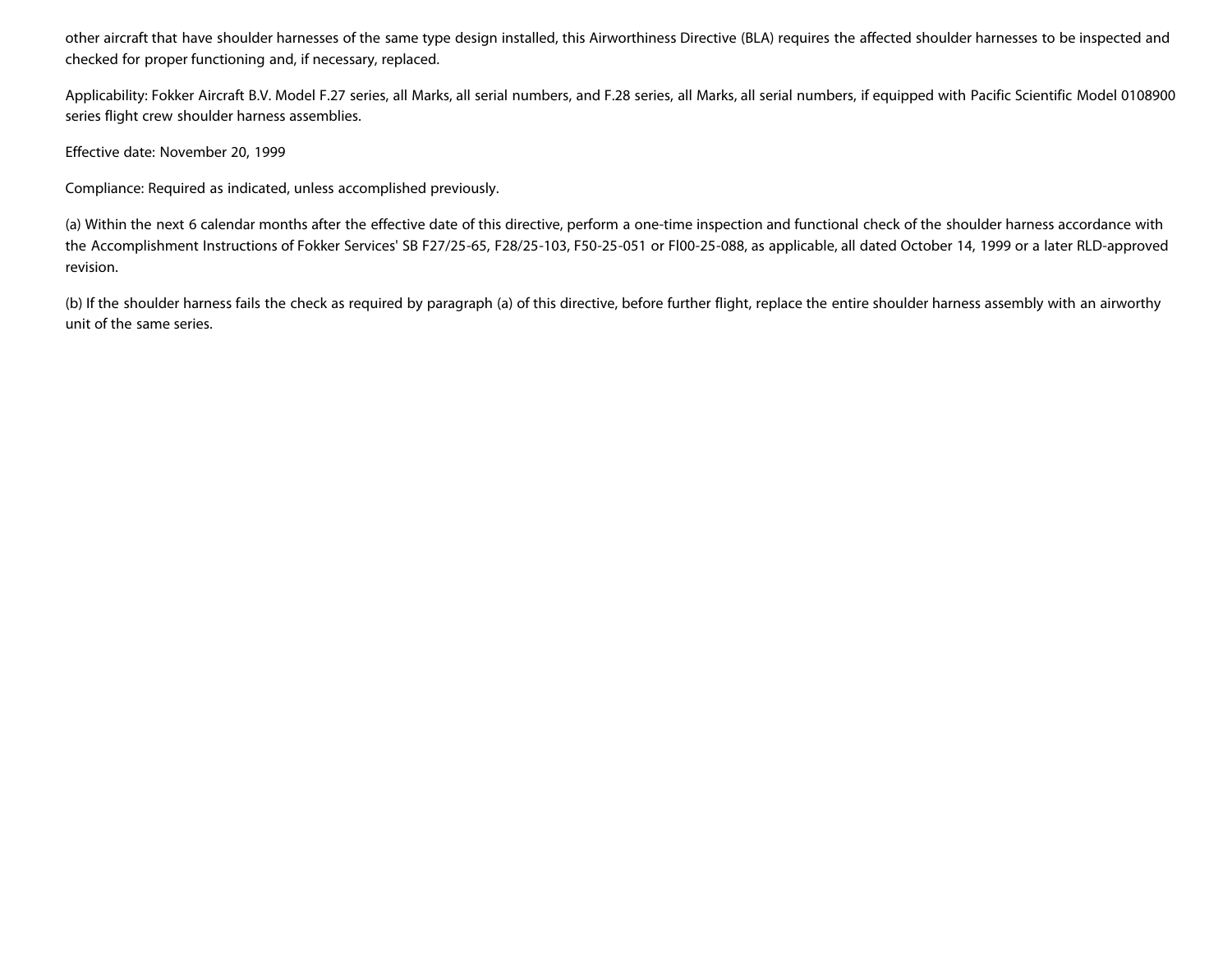other aircraft that have shoulder harnesses of the same type design installed, this Airworthiness Directive (BLA) requires the affected shoulder harnesses to be inspected and checked for proper functioning and, if necessary, replaced.

Applicability: Fokker Aircraft B.V. Model F.27 series, all Marks, all serial numbers, and F.28 series, all Marks, all serial numbers, if equipped with Pacific Scientific Model 0108900 series flight crew shoulder harness assemblies.

Effective date: November 20, 1999

Compliance: Required as indicated, unless accomplished previously.

(a) Within the next 6 calendar months after the effective date of this directive, perform a one-time inspection and functional check of the shoulder harness accordance with the Accomplishment Instructions of Fokker Services' SB F27/25-65, F28/25-103, F50-25-051 or Fl00-25-088, as applicable, all dated October 14, 1999 or a later RLD-approved revision.

(b) If the shoulder harness fails the check as required by paragraph (a) of this directive, before further flight, replace the entire shoulder harness assembly with an airworthy unit of the same series.